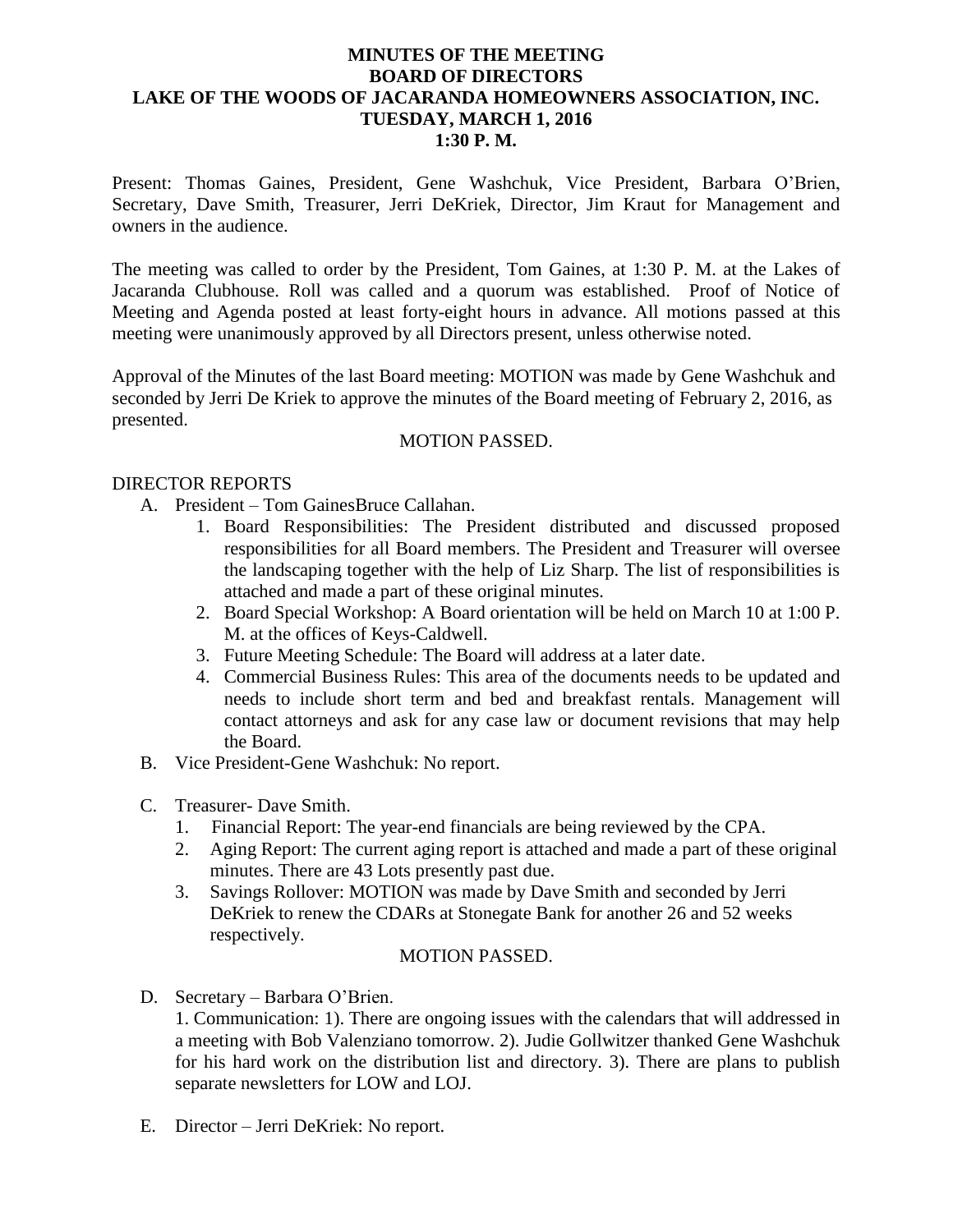# MINUTES OF THE MEETING
## BOARD OF DIRECTORS
## LAKE OF THE WOODS OF JACARANDA HOMEOWNERS ASSOCIATION, INC.
## TUESDAY, MARCH 1, 2016
## 1:30 P. M.

Present: Thomas Gaines, President, Gene Washchuk, Vice President, Barbara O'Brien, Secretary, Dave Smith, Treasurer, Jerri DeKriek, Director, Jim Kraut for Management and owners in the audience.

The meeting was called to order by the President, Tom Gaines, at 1:30 P. M. at the Lakes of Jacaranda Clubhouse. Roll was called and a quorum was established. Proof of Notice of Meeting and Agenda posted at least forty-eight hours in advance. All motions passed at this meeting were unanimously approved by all Directors present, unless otherwise noted.

Approval of the Minutes of the last Board meeting: MOTION was made by Gene Washchuk and seconded by Jerri De Kriek to approve the minutes of the Board meeting of February 2, 2016, as presented.

MOTION PASSED.

DIRECTOR REPORTS

A. President – Tom GainesBruce Callahan.
   1. Board Responsibilities: The President distributed and discussed proposed responsibilities for all Board members. The President and Treasurer will oversee the landscaping together with the help of Liz Sharp. The list of responsibilities is attached and made a part of these original minutes.
   2. Board Special Workshop: A Board orientation will be held on March 10 at 1:00 P. M. at the offices of Keys-Caldwell.
   3. Future Meeting Schedule: The Board will address at a later date.
   4. Commercial Business Rules: This area of the documents needs to be updated and needs to include short term and bed and breakfast rentals. Management will contact attorneys and ask for any case law or document revisions that may help the Board.

B. Vice President-Gene Washchuk: No report.

C. Treasurer- Dave Smith.
   1. Financial Report: The year-end financials are being reviewed by the CPA.
   2. Aging Report: The current aging report is attached and made a part of these original minutes. There are 43 Lots presently past due.
   3. Savings Rollover: MOTION was made by Dave Smith and seconded by Jerri DeKriek to renew the CDARs at Stonegate Bank for another 26 and 52 weeks respectively.

   MOTION PASSED.

D. Secretary – Barbara O'Brien.

   1. Communication: 1). There are ongoing issues with the calendars that will addressed in a meeting with Bob Valenziano tomorrow. 2). Judie Gollwitzer thanked Gene Washchuk for his hard work on the distribution list and directory. 3). There are plans to publish separate newsletters for LOW and LOJ.

E. Director – Jerri DeKriek: No report.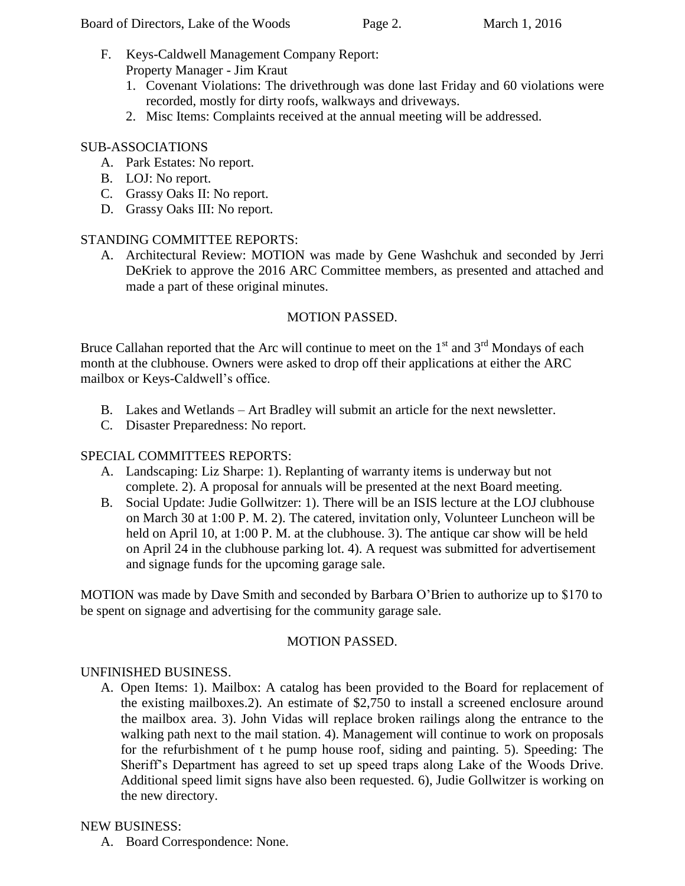F. Keys-Caldwell Management Company Report:
   Property Manager - Jim Kraut
   1. Covenant Violations: The drivethrough was done last Friday and 60 violations were recorded, mostly for dirty roofs, walkways and driveways.
   2. Misc Items: Complaints received at the annual meeting will be addressed.

SUB-ASSOCIATIONS

A. Park Estates: No report.
B. LOJ: No report.
C. Grassy Oaks II: No report.
D. Grassy Oaks III: No report.

STANDING COMMITTEE REPORTS:

A. Architectural Review: MOTION was made by Gene Washchuk and seconded by Jerri DeKriek to approve the 2016 ARC Committee members, as presented and attached and made a part of these original minutes.

MOTION PASSED.

Bruce Callahan reported that the Arc will continue to meet on the 1st and 3rd Mondays of each month at the clubhouse. Owners were asked to drop off their applications at either the ARC mailbox or Keys-Caldwell's office.

B. Lakes and Wetlands – Art Bradley will submit an article for the next newsletter.
C. Disaster Preparedness: No report.

SPECIAL COMMITTEES REPORTS:

A. Landscaping: Liz Sharpe: 1). Replanting of warranty items is underway but not complete. 2). A proposal for annuals will be presented at the next Board meeting.
B. Social Update: Judie Gollwitzer: 1). There will be an ISIS lecture at the LOJ clubhouse on March 30 at 1:00 P. M. 2). The catered, invitation only, Volunteer Luncheon will be held on April 10, at 1:00 P. M. at the clubhouse. 3). The antique car show will be held on April 24 in the clubhouse parking lot. 4). A request was submitted for advertisement and signage funds for the upcoming garage sale.

MOTION was made by Dave Smith and seconded by Barbara O'Brien to authorize up to $170 to be spent on signage and advertising for the community garage sale.

MOTION PASSED.

UNFINISHED BUSINESS.

A. Open Items: 1). Mailbox: A catalog has been provided to the Board for replacement of the existing mailboxes.2). An estimate of $2,750 to install a screened enclosure around the mailbox area. 3). John Vidas will replace broken railings along the entrance to the walking path next to the mail station. 4). Management will continue to work on proposals for the refurbishment of t he pump house roof, siding and painting. 5). Speeding: The Sheriff's Department has agreed to set up speed traps along Lake of the Woods Drive. Additional speed limit signs have also been requested. 6), Judie Gollwitzer is working on the new directory.

NEW BUSINESS:

A. Board Correspondence: None.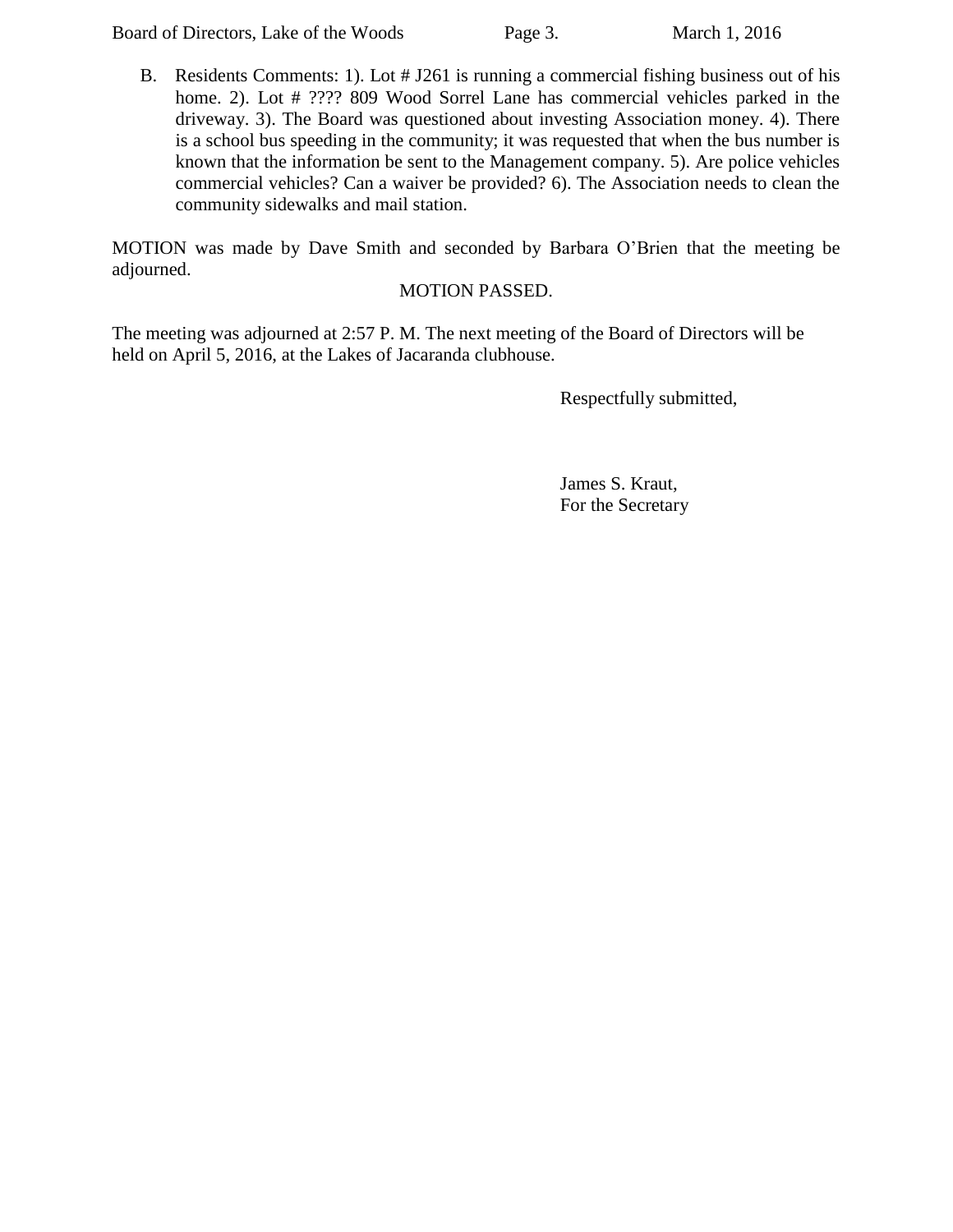B. Residents Comments: 1). Lot # J261 is running a commercial fishing business out of his home. 2). Lot # ???? 809 Wood Sorrel Lane has commercial vehicles parked in the driveway. 3). The Board was questioned about investing Association money. 4). There is a school bus speeding in the community; it was requested that when the bus number is known that the information be sent to the Management company. 5). Are police vehicles commercial vehicles? Can a waiver be provided? 6). The Association needs to clean the community sidewalks and mail station.

MOTION was made by Dave Smith and seconded by Barbara O'Brien that the meeting be adjourned.

MOTION PASSED.

The meeting was adjourned at 2:57 P. M. The next meeting of the Board of Directors will be held on April 5, 2016, at the Lakes of Jacaranda clubhouse.

Respectfully submitted,

James S. Kraut,  
For the Secretary